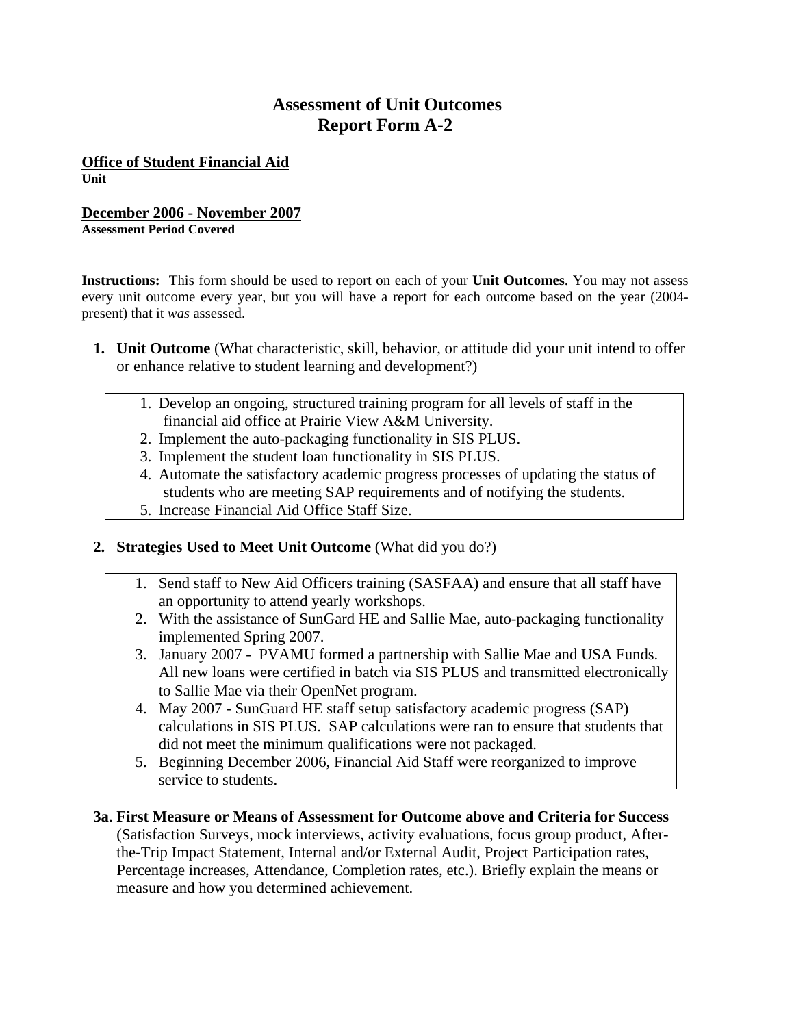# Assessment of Unit Outcomes
# Report Form A-2

**Office of Student Financial Aid**
**Unit**

**December 2006 - November 2007**
**Assessment Period Covered**

**Instructions:** This form should be used to report on each of your **Unit Outcomes**. You may not assess every unit outcome every year, but you will have a report for each outcome based on the year (2004-present) that it *was* assessed.

1. **Unit Outcome** (What characteristic, skill, behavior, or attitude did your unit intend to offer or enhance relative to student learning and development?)

   1. Develop an ongoing, structured training program for all levels of staff in the financial aid office at Prairie View A&M University.
   2. Implement the auto-packaging functionality in SIS PLUS.
   3. Implement the student loan functionality in SIS PLUS.
   4. Automate the satisfactory academic progress processes of updating the status of students who are meeting SAP requirements and of notifying the students.
   5. Increase Financial Aid Office Staff Size.

2. **Strategies Used to Meet Unit Outcome** (What did you do?)

   1. Send staff to New Aid Officers training (SASFAA) and ensure that all staff have an opportunity to attend yearly workshops.
   2. With the assistance of SunGard HE and Sallie Mae, auto-packaging functionality implemented Spring 2007.
   3. January 2007 - PVAMU formed a partnership with Sallie Mae and USA Funds. All new loans were certified in batch via SIS PLUS and transmitted electronically to Sallie Mae via their OpenNet program.
   4. May 2007 - SunGuard HE staff setup satisfactory academic progress (SAP) calculations in SIS PLUS. SAP calculations were ran to ensure that students that did not meet the minimum qualifications were not packaged.
   5. Beginning December 2006, Financial Aid Staff were reorganized to improve service to students.

**3a. First Measure or Means of Assessment for Outcome above and Criteria for Success** (Satisfaction Surveys, mock interviews, activity evaluations, focus group product, After-the-Trip Impact Statement, Internal and/or External Audit, Project Participation rates, Percentage increases, Attendance, Completion rates, etc.). Briefly explain the means or measure and how you determined achievement.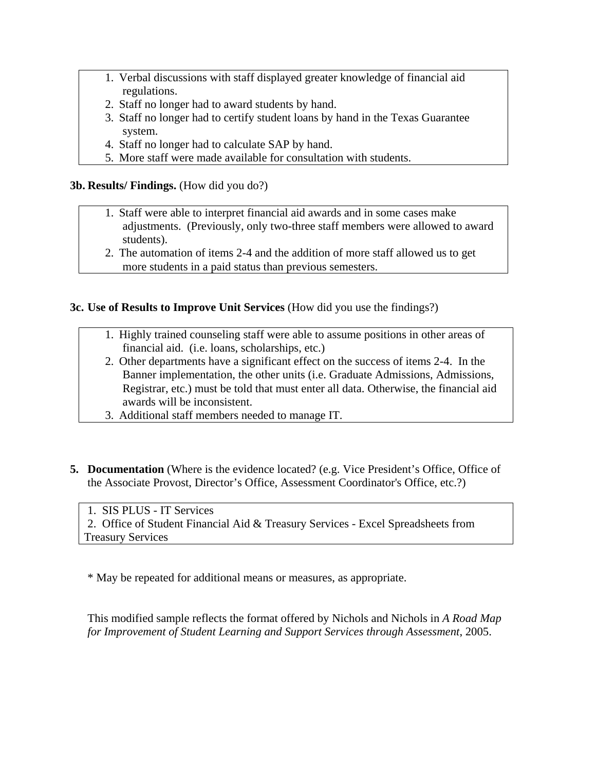1. Verbal discussions with staff displayed greater knowledge of financial aid regulations.
2. Staff no longer had to award students by hand.
3. Staff no longer had to certify student loans by hand in the Texas Guarantee system.
4. Staff no longer had to calculate SAP by hand.
5. More staff were made available for consultation with students.

**3b. Results/ Findings.** (How did you do?)

1. Staff were able to interpret financial aid awards and in some cases make adjustments. (Previously, only two-three staff members were allowed to award students).
2. The automation of items 2-4 and the addition of more staff allowed us to get more students in a paid status than previous semesters.

**3c. Use of Results to Improve Unit Services** (How did you use the findings?)

1. Highly trained counseling staff were able to assume positions in other areas of financial aid. (i.e. loans, scholarships, etc.)
2. Other departments have a significant effect on the success of items 2-4. In the Banner implementation, the other units (i.e. Graduate Admissions, Admissions, Registrar, etc.) must be told that must enter all data. Otherwise, the financial aid awards will be inconsistent.
3. Additional staff members needed to manage IT.

**5. Documentation** (Where is the evidence located? (e.g. Vice President's Office, Office of the Associate Provost, Director's Office, Assessment Coordinator's Office, etc.?)

1. SIS PLUS - IT Services
2. Office of Student Financial Aid & Treasury Services - Excel Spreadsheets from Treasury Services

\* May be repeated for additional means or measures, as appropriate.

This modified sample reflects the format offered by Nichols and Nichols in *A Road Map for Improvement of Student Learning and Support Services through Assessment*, 2005.